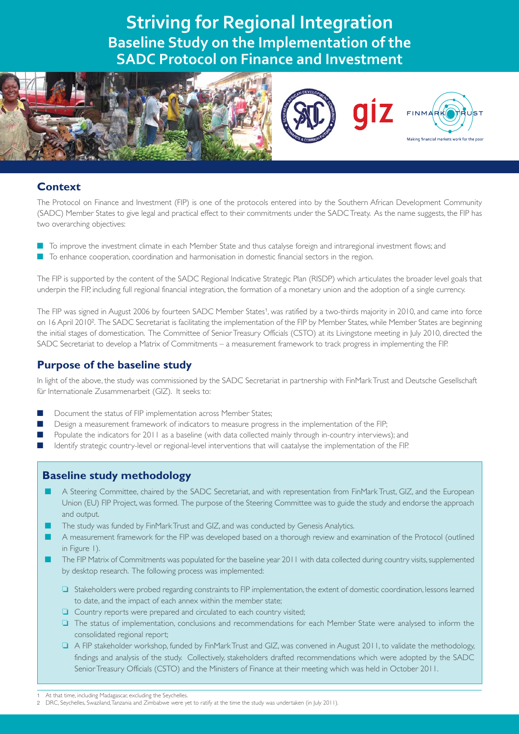# Striving for Regional Integration

## Baseline Study on the Implementation of the SADC Protocol on Finance and Investment

## Context

The Protocol on Finance and Investment (FIP) is one of the protocols entered into by the Southern African Development Community (SADC) Member States to give legal and practical effect to their commitments under the SADC Treaty. As the name suggests, the FIP has two overarching objectives:

- To improve the investment climate in each Member State and thus catalyse foreign and intraregional investment flows; and
- To enhance cooperation, coordination and harmonisation in domestic financial sectors in the region.

The FIP is supported by the content of the SADC Regional Indicative Strategic Plan (RISDP) which articulates the broader level goals that underpin the FIP, including full regional financial integration, the formation of a monetary union and the adoption of a single currency.

The FIP was signed in August 2006 by fourteen SADC Member States[1], was ratified by a two-thirds majority in 2010, and came into force on 16 April 2010[2]. The SADC Secretariat is facilitating the implementation of the FIP by Member States, while Member States are beginning the initial stages of domestication. The Committee of Senior Treasury Officials (CSTO) at its Livingstone meeting in July 2010, directed the SADC Secretariat to develop a Matrix of Commitments – a measurement framework to track progress in implementing the FIP.

## Purpose of the baseline study

In light of the above, the study was commissioned by the SADC Secretariat in partnership with FinMark Trust and Deutsche Gesellschaft für Internationale Zusammenarbeit (GIZ). It seeks to:

- Document the status of FIP implementation across Member States;
- Design a measurement framework of indicators to measure progress in the implementation of the FIP;
- Populate the indicators for 2011 as a baseline (with data collected mainly through in-country interviews); and
- Identify strategic country-level or regional-level interventions that will caatalyse the implementation of the FIP.

## Baseline study methodology

- A Steering Committee, chaired by the SADC Secretariat, and with representation from FinMark Trust, GIZ, and the European Union (EU) FIP Project, was formed. The purpose of the Steering Committee was to guide the study and endorse the approach and output.
- The study was funded by FinMark Trust and GIZ, and was conducted by Genesis Analytics.
- A measurement framework for the FIP was developed based on a thorough review and examination of the Protocol (outlined in Figure 1).
- The FIP Matrix of Commitments was populated for the baseline year 2011 with data collected during country visits, supplemented by desktop research. The following process was implemented:
  - Stakeholders were probed regarding constraints to FIP implementation, the extent of domestic coordination, lessons learned to date, and the impact of each annex within the member state;
  - Country reports were prepared and circulated to each country visited;
  - The status of implementation, conclusions and recommendations for each Member State were analysed to inform the consolidated regional report;
  - A FIP stakeholder workshop, funded by FinMark Trust and GIZ, was convened in August 2011, to validate the methodology, findings and analysis of the study. Collectively, stakeholders drafted recommendations which were adopted by the SADC Senior Treasury Officials (CSTO) and the Ministers of Finance at their meeting which was held in October 2011.

---

1 At that time, including Madagascar, excluding the Seychelles.

2 DRC, Seychelles, Swaziland, Tanzania and Zimbabwe were yet to ratify at the time the study was undertaken (in July 2011).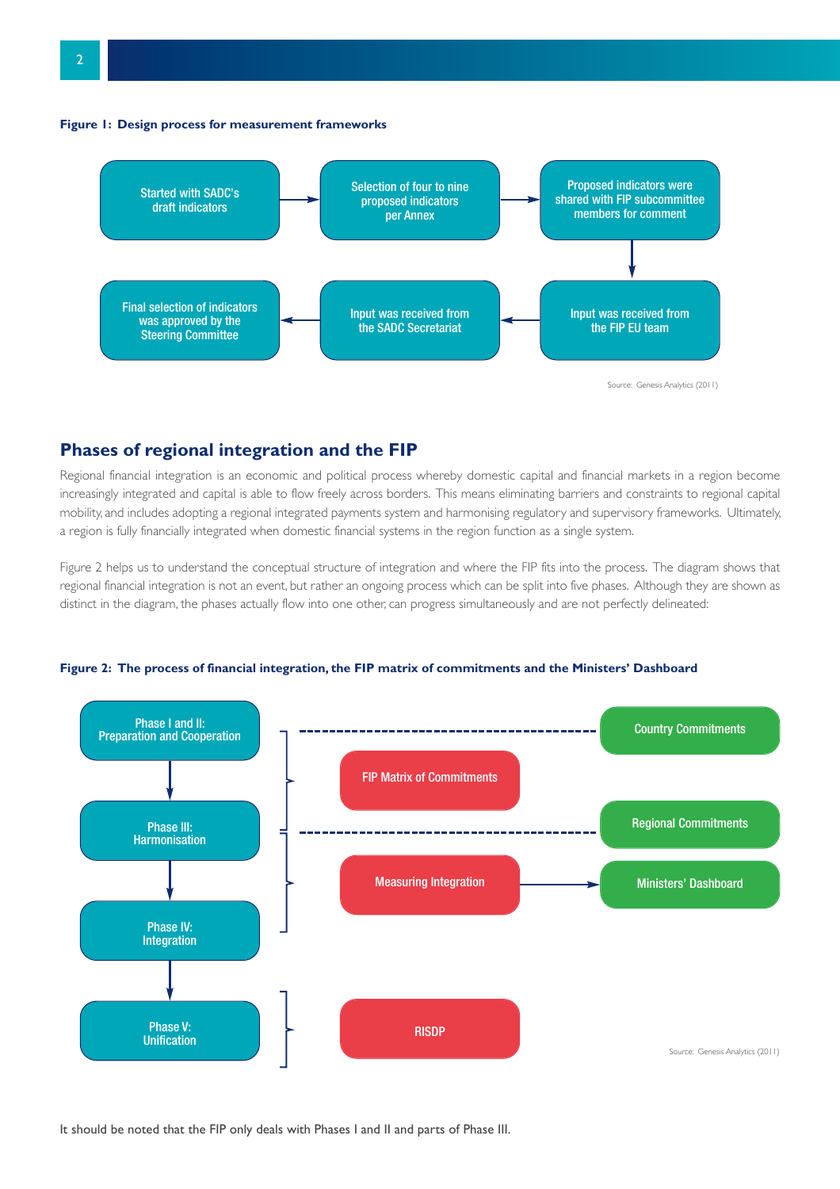**Figure 1: Design process for measurement frameworks**

Started with SADC's draft indicators → Selection of four to nine proposed indicators per Annex → Proposed indicators were shared with FIP subcommittee members for comment → Input was received from the FIP EU team → Input was received from the SADC Secretariat → Final selection of indicators was approved by the Steering Committee

Source: Genesis Analytics (2011)

## Phases of regional integration and the FIP

Regional financial integration is an economic and political process whereby domestic capital and financial markets in a region become increasingly integrated and capital is able to flow freely across borders. This means eliminating barriers and constraints to regional capital mobility, and includes adopting a regional integrated payments system and harmonising regulatory and supervisory frameworks. Ultimately, a region is fully financially integrated when domestic financial systems in the region function as a single system.

Figure 2 helps us to understand the conceptual structure of integration and where the FIP fits into the process. The diagram shows that regional financial integration is not an event, but rather an ongoing process which can be split into five phases. Although they are shown as distinct in the diagram, the phases actually flow into one other, can progress simultaneously and are not perfectly delineated:

**Figure 2: The process of financial integration, the FIP matrix of commitments and the Ministers' Dashboard**

- Phase I and II: Preparation and Cooperation
- Phase III: Harmonisation
- Phase IV: Integration
- Phase V: Unification

FIP Matrix of Commitments (Phase I and II, and Phase III): Country Commitments; Regional Commitments

Measuring Integration (Phase III and Phase IV) → Ministers' Dashboard

RISDP (Phase V)

Source: Genesis Analytics (2011)

It should be noted that the FIP only deals with Phases I and II and parts of Phase III.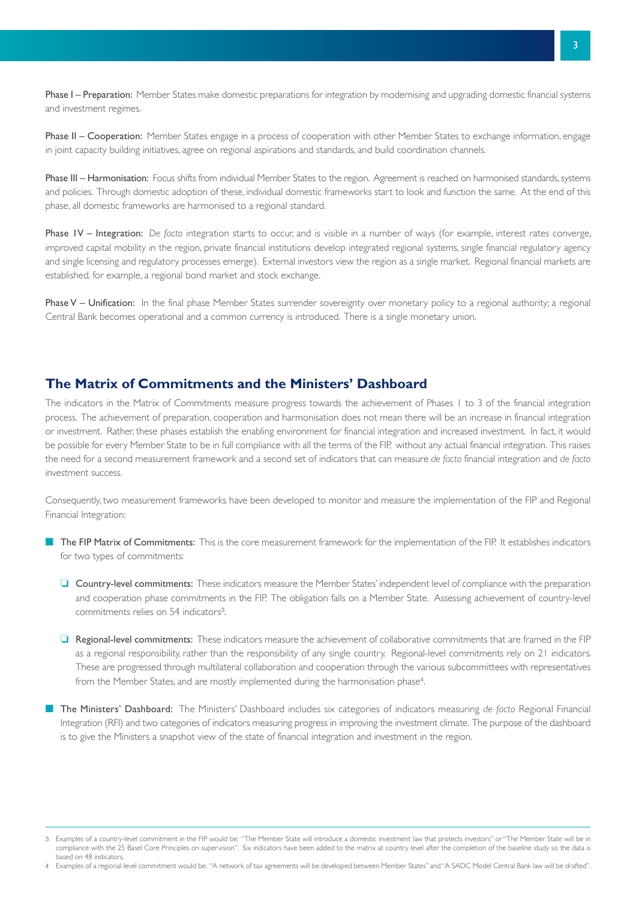**Phase I – Preparation:** Member States make domestic preparations for integration by modernising and upgrading domestic financial systems and investment regimes.

**Phase II – Cooperation:** Member States engage in a process of cooperation with other Member States to exchange information, engage in joint capacity building initiatives, agree on regional aspirations and standards, and build coordination channels.

**Phase III – Harmonisation:** Focus shifts from individual Member States to the region. Agreement is reached on harmonised standards, systems and policies. Through domestic adoption of these, individual domestic frameworks start to look and function the same. At the end of this phase, all domestic frameworks are harmonised to a regional standard.

**Phase IV – Integration:** *De facto* integration starts to occur, and is visible in a number of ways (for example, interest rates converge, improved capital mobility in the region, private financial institutions develop integrated regional systems, single financial regulatory agency and single licensing and regulatory processes emerge). External investors view the region as a single market. Regional financial markets are established, for example, a regional bond market and stock exchange.

**Phase V – Unification:** In the final phase Member States surrender sovereignty over monetary policy to a regional authority; a regional Central Bank becomes operational and a common currency is introduced. There is a single monetary union.

## The Matrix of Commitments and the Ministers' Dashboard

The indicators in the Matrix of Commitments measure progress towards the achievement of Phases 1 to 3 of the financial integration process. The achievement of preparation, cooperation and harmonisation does not mean there will be an increase in financial integration or investment. Rather, these phases establish the enabling environment for financial integration and increased investment. In fact, it would be possible for every Member State to be in full compliance with all the terms of the FIP, without any actual financial integration. This raises the need for a second measurement framework and a second set of indicators that can measure *de facto* financial integration and *de facto* investment success.

Consequently, two measurement frameworks have been developed to monitor and measure the implementation of the FIP and Regional Financial Integration:

- **The FIP Matrix of Commitments:** This is the core measurement framework for the implementation of the FIP. It establishes indicators for two types of commitments:
  - **Country-level commitments:** These indicators measure the Member States' independent level of compliance with the preparation and cooperation phase commitments in the FIP. The obligation falls on a Member State. Assessing achievement of country-level commitments relies on 54 indicators[3].
  - **Regional-level commitments:** These indicators measure the achievement of collaborative commitments that are framed in the FIP as a regional responsibility, rather than the responsibility of any single country. Regional-level commitments rely on 21 indicators. These are progressed through multilateral collaboration and cooperation through the various subcommittees with representatives from the Member States, and are mostly implemented during the harmonisation phase[4].
- **The Ministers' Dashboard:** The Ministers' Dashboard includes six categories of indicators measuring *de facto* Regional Financial Integration (RFI) and two categories of indicators measuring progress in improving the investment climate. The purpose of the dashboard is to give the Ministers a snapshot view of the state of financial integration and investment in the region.

---

3 Examples of a country-level commitment in the FIP would be: "The Member State will introduce a domestic investment law that protects investors" or "The Member State will be in compliance with the 25 Basel Core Principles on supervision". Six indicators have been added to the matrix at country level after the completion of the baseline study so the data is based on 48 indicators.

4 Examples of a regional-level commitment would be: "A network of tax agreements will be developed between Member States" and "A SADC Model Central Bank law will be drafted".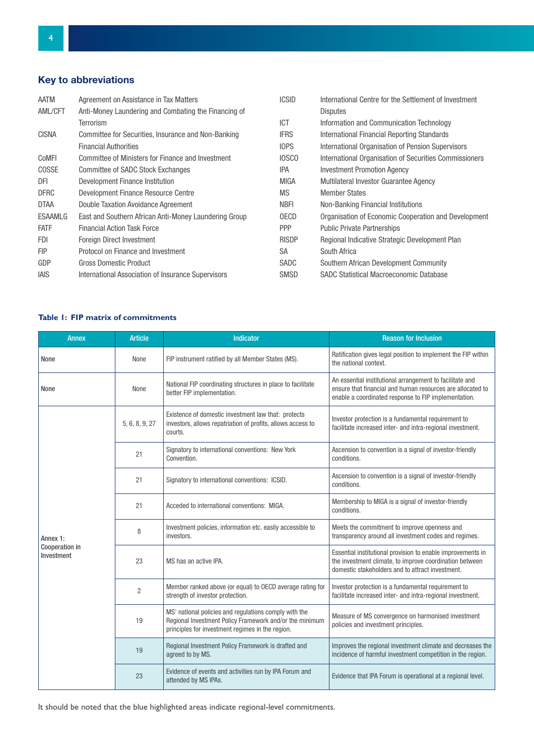## Key to abbreviations

| | |
|---|---|
| AATM | Agreement on Assistance in Tax Matters |
| AML/CFT | Anti-Money Laundering and Combating the Financing of Terrorism |
| CISNA | Committee for Securities, Insurance and Non-Banking Financial Authorities |
| CoMFI | Committee of Ministers for Finance and Investment |
| COSSE | Committee of SADC Stock Exchanges |
| DFI | Development Finance Institution |
| DFRC | Development Finance Resource Centre |
| DTAA | Double Taxation Avoidance Agreement |
| ESAAMLG | East and Southern African Anti-Money Laundering Group |
| FATF | Financial Action Task Force |
| FDI | Foreign Direct Investment |
| FIP | Protocol on Finance and Investment |
| GDP | Gross Domestic Product |
| IAIS | International Association of Insurance Supervisors |
| ICSID | International Centre for the Settlement of Investment Disputes |
| ICT | Information and Communication Technology |
| IFRS | International Financial Reporting Standards |
| IOPS | International Organisation of Pension Supervisors |
| IOSCO | International Organisation of Securities Commissioners |
| IPA | Investment Promotion Agency |
| MIGA | Multilateral Investor Guarantee Agency |
| MS | Member States |
| NBFI | Non-Banking Financial Institutions |
| OECD | Organisation of Economic Cooperation and Development |
| PPP | Public Private Partnerships |
| RISDP | Regional Indicative Strategic Development Plan |
| SA | South Africa |
| SADC | Southern African Development Community |
| SMSD | SADC Statistical Macroeconomic Database |

**Table 1: FIP matrix of commitments**

| Annex | Article | Indicator | Reason for Inclusion |
|---|---|---|---|
| None | None | FIP instrument ratified by all Member States (MS). | Ratification gives legal position to implement the FIP within the national context. |
| None | None | National FIP coordinating structures in place to facilitate better FIP implementation. | An essential institutional arrangement to facilitate and ensure that financial and human resources are allocated to enable a coordinated response to FIP implementation. |
| Annex 1: Cooperation in Investment | 5, 6, 8, 9, 27 | Existence of domestic investment law that: protects investors, allows repatriation of profits, allows access to courts. | Investor protection is a fundamental requirement to facilitate increased inter- and intra-regional investment. |
| | 21 | Signatory to international conventions: New York Convention. | Ascension to convention is a signal of investor-friendly conditions. |
| | 21 | Signatory to international conventions: ICSID. | Ascension to convention is a signal of investor-friendly conditions. |
| | 21 | Acceded to international conventions: MIGA. | Membership to MIGA is a signal of investor-friendly conditions. |
| | 8 | Investment policies, information etc. easily accessible to investors. | Meets the commitment to improve openness and transparency around all investment codes and regimes. |
| | 23 | MS has an active IPA. | Essential institutional provision to enable improvements in the investment climate, to improve coordination between domestic stakeholders and to attract investment. |
| | 2 | Member ranked above (or equal) to OECD average rating for strength of investor protection. | Investor protection is a fundamental requirement to facilitate increased inter- and intra-regional investment. |
| | 19 | MS' national policies and regulations comply with the Regional Investment Policy Framework and/or the minimum principles for investment regimes in the region. | Measure of MS convergence on harmonised investment policies and investment principles. |
| | 19 | Regional Investment Policy Framework is drafted and agreed to by MS. | Improves the regional investment climate and decreases the incidence of harmful investment competition in the region. |
| | 23 | Evidence of events and activities run by IPA Forum and attended by MS IPAs. | Evidence that IPA Forum is operational at a regional level. |

It should be noted that the blue highlighted areas indicate regional-level commitments.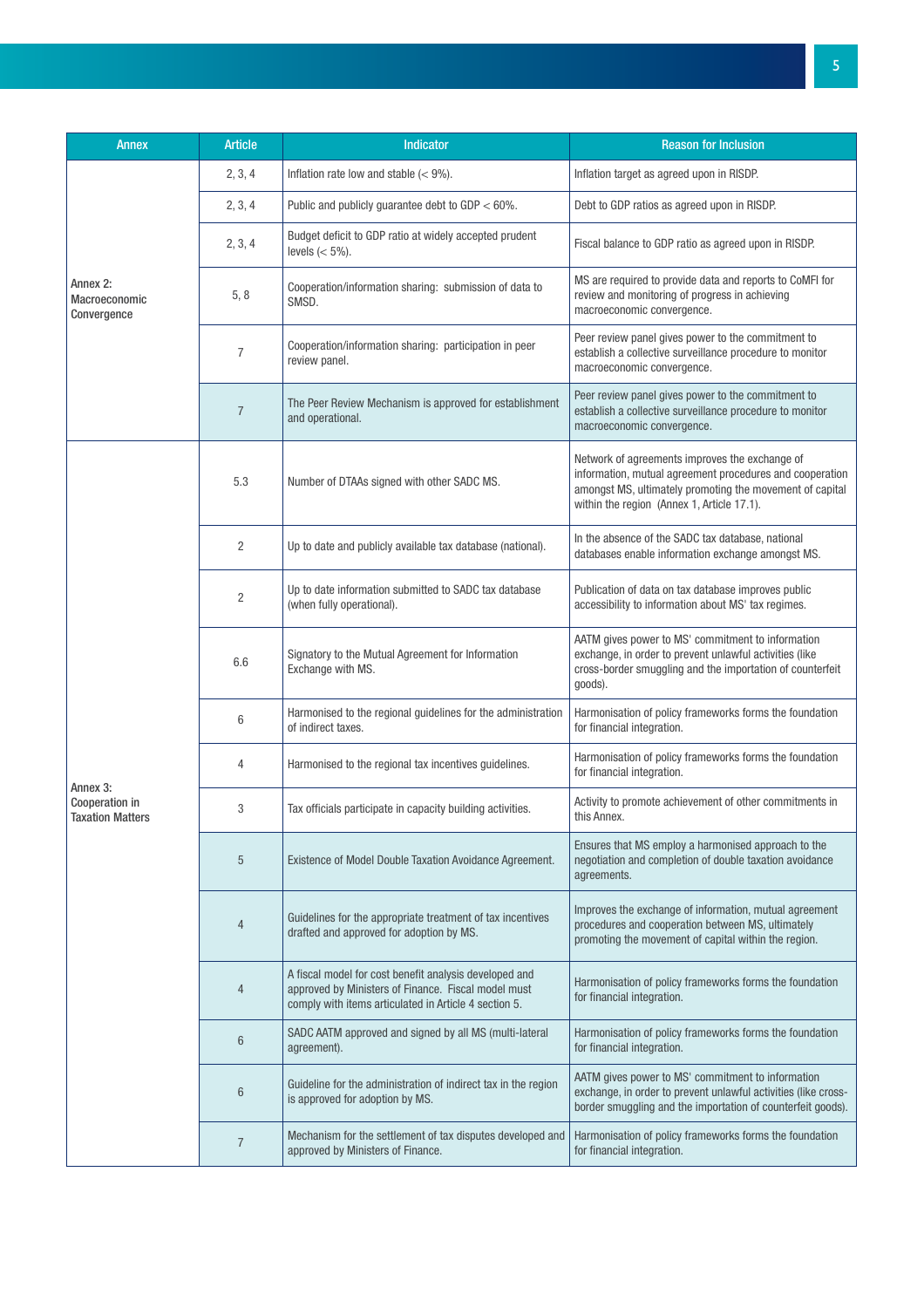| Annex | Article | Indicator | Reason for Inclusion |
|---|---|---|---|
| Annex 2: Macroeconomic Convergence | 2, 3, 4 | Inflation rate low and stable (< 9%). | Inflation target as agreed upon in RISDP. |
| | 2, 3, 4 | Public and publicly guarantee debt to GDP < 60%. | Debt to GDP ratios as agreed upon in RISDP. |
| | 2, 3, 4 | Budget deficit to GDP ratio at widely accepted prudent levels (< 5%). | Fiscal balance to GDP ratio as agreed upon in RISDP. |
| | 5, 8 | Cooperation/information sharing: submission of data to SMSD. | MS are required to provide data and reports to CoMFI for review and monitoring of progress in achieving macroeconomic convergence. |
| | 7 | Cooperation/information sharing: participation in peer review panel. | Peer review panel gives power to the commitment to establish a collective surveillance procedure to monitor macroeconomic convergence. |
| | 7 | The Peer Review Mechanism is approved for establishment and operational. | Peer review panel gives power to the commitment to establish a collective surveillance procedure to monitor macroeconomic convergence. |
| Annex 3: Cooperation in Taxation Matters | 5.3 | Number of DTAAs signed with other SADC MS. | Network of agreements improves the exchange of information, mutual agreement procedures and cooperation amongst MS, ultimately promoting the movement of capital within the region (Annex 1, Article 17.1). |
| | 2 | Up to date and publicly available tax database (national). | In the absence of the SADC tax database, national databases enable information exchange amongst MS. |
| | 2 | Up to date information submitted to SADC tax database (when fully operational). | Publication of data on tax database improves public accessibility to information about MS' tax regimes. |
| | 6.6 | Signatory to the Mutual Agreement for Information Exchange with MS. | AATM gives power to MS' commitment to information exchange, in order to prevent unlawful activities (like cross-border smuggling and the importation of counterfeit goods). |
| | 6 | Harmonised to the regional guidelines for the administration of indirect taxes. | Harmonisation of policy frameworks forms the foundation for financial integration. |
| | 4 | Harmonised to the regional tax incentives guidelines. | Harmonisation of policy frameworks forms the foundation for financial integration. |
| | 3 | Tax officials participate in capacity building activities. | Activity to promote achievement of other commitments in this Annex. |
| | 5 | Existence of Model Double Taxation Avoidance Agreement. | Ensures that MS employ a harmonised approach to the negotiation and completion of double taxation avoidance agreements. |
| | 4 | Guidelines for the appropriate treatment of tax incentives drafted and approved for adoption by MS. | Improves the exchange of information, mutual agreement procedures and cooperation between MS, ultimately promoting the movement of capital within the region. |
| | 4 | A fiscal model for cost benefit analysis developed and approved by Ministers of Finance. Fiscal model must comply with items articulated in Article 4 section 5. | Harmonisation of policy frameworks forms the foundation for financial integration. |
| | 6 | SADC AATM approved and signed by all MS (multi-lateral agreement). | Harmonisation of policy frameworks forms the foundation for financial integration. |
| | 6 | Guideline for the administration of indirect tax in the region is approved for adoption by MS. | AATM gives power to MS' commitment to information exchange, in order to prevent unlawful activities (like cross-border smuggling and the importation of counterfeit goods). |
| | 7 | Mechanism for the settlement of tax disputes developed and approved by Ministers of Finance. | Harmonisation of policy frameworks forms the foundation for financial integration. |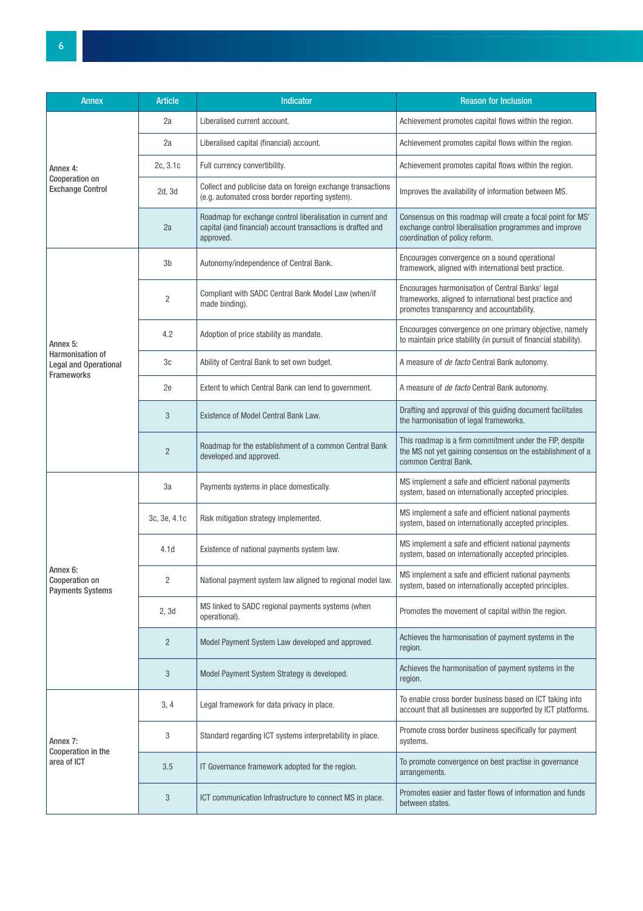| Annex | Article | Indicator | Reason for Inclusion |
|---|---|---|---|
| Annex 4: Cooperation on Exchange Control | 2a | Liberalised current account. | Achievement promotes capital flows within the region. |
| | 2a | Liberalised capital (financial) account. | Achievement promotes capital flows within the region. |
| | 2c, 3.1c | Full currency convertibility. | Achievement promotes capital flows within the region. |
| | 2d, 3d | Collect and publicise data on foreign exchange transactions (e.g. automated cross border reporting system). | Improves the availability of information between MS. |
| | 2a | Roadmap for exchange control liberalisation in current and capital (and financial) account transactions is drafted and approved. | Consensus on this roadmap will create a focal point for MS' exchange control liberalisation programmes and improve coordination of policy reform. |
| Annex 5: Harmonisation of Legal and Operational Frameworks | 3b | Autonomy/independence of Central Bank. | Encourages convergence on a sound operational framework, aligned with international best practice. |
| | 2 | Compliant with SADC Central Bank Model Law (when/if made binding). | Encourages harmonisation of Central Banks' legal frameworks, aligned to international best practice and promotes transparency and accountability. |
| | 4.2 | Adoption of price stability as mandate. | Encourages convergence on one primary objective, namely to maintain price stability (in pursuit of financial stability). |
| | 3c | Ability of Central Bank to set own budget. | A measure of *de facto* Central Bank autonomy. |
| | 2e | Extent to which Central Bank can lend to government. | A measure of *de facto* Central Bank autonomy. |
| | 3 | Existence of Model Central Bank Law. | Drafting and approval of this guiding document facilitates the harmonisation of legal frameworks. |
| | 2 | Roadmap for the establishment of a common Central Bank developed and approved. | This roadmap is a firm commitment under the FIP, despite the MS not yet gaining consensus on the establishment of a common Central Bank. |
| Annex 6: Cooperation on Payments Systems | 3a | Payments systems in place domestically. | MS implement a safe and efficient national payments system, based on internationally accepted principles. |
| | 3c, 3e, 4.1c | Risk mitigation strategy implemented. | MS implement a safe and efficient national payments system, based on internationally accepted principles. |
| | 4.1d | Existence of national payments system law. | MS implement a safe and efficient national payments system, based on internationally accepted principles. |
| | 2 | National payment system law aligned to regional model law. | MS implement a safe and efficient national payments system, based on internationally accepted principles. |
| | 2, 3d | MS linked to SADC regional payments systems (when operational). | Promotes the movement of capital within the region. |
| | 2 | Model Payment System Law developed and approved. | Achieves the harmonisation of payment systems in the region. |
| | 3 | Model Payment System Strategy is developed. | Achieves the harmonisation of payment systems in the region. |
| Annex 7: Cooperation in the area of ICT | 3, 4 | Legal framework for data privacy in place. | To enable cross border business based on ICT taking into account that all businesses are supported by ICT platforms. |
| | 3 | Standard regarding ICT systems interpretability in place. | Promote cross border business specifically for payment systems. |
| | 3.5 | IT Governance framework adopted for the region. | To promote convergence on best practise in governance arrangements. |
| | 3 | ICT communication Infrastructure to connect MS in place. | Promotes easier and faster flows of information and funds between states. |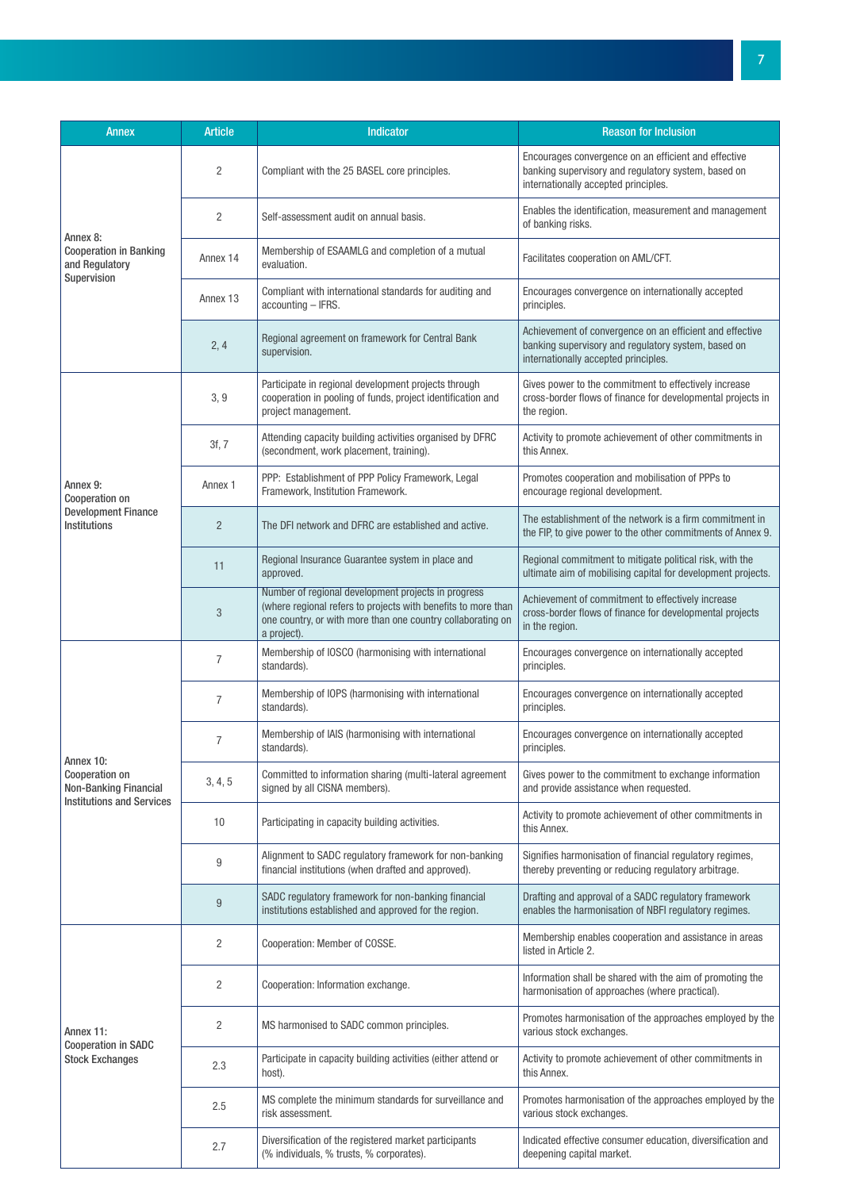| Annex | Article | Indicator | Reason for Inclusion |
|---|---|---|---|
| Annex 8: **Cooperation in Banking and Regulatory Supervision** | 2 | Compliant with the 25 BASEL core principles. | Encourages convergence on an efficient and effective banking supervisory and regulatory system, based on internationally accepted principles. |
| | 2 | Self-assessment audit on annual basis. | Enables the identification, measurement and management of banking risks. |
| | Annex 14 | Membership of ESAAMLG and completion of a mutual evaluation. | Facilitates cooperation on AML/CFT. |
| | Annex 13 | Compliant with international standards for auditing and accounting – IFRS. | Encourages convergence on internationally accepted principles. |
| | 2, 4 | Regional agreement on framework for Central Bank supervision. | Achievement of convergence on an efficient and effective banking supervisory and regulatory system, based on internationally accepted principles. |
| Annex 9: **Cooperation on Development Finance Institutions** | 3, 9 | Participate in regional development projects through cooperation in pooling of funds, project identification and project management. | Gives power to the commitment to effectively increase cross-border flows of finance for developmental projects in the region. |
| | 3f, 7 | Attending capacity building activities organised by DFRC (secondment, work placement, training). | Activity to promote achievement of other commitments in this Annex. |
| | Annex 1 | PPP: Establishment of PPP Policy Framework, Legal Framework, Institution Framework. | Promotes cooperation and mobilisation of PPPs to encourage regional development. |
| | 2 | The DFI network and DFRC are established and active. | The establishment of the network is a firm commitment in the FIP, to give power to the other commitments of Annex 9. |
| | 11 | Regional Insurance Guarantee system in place and approved. | Regional commitment to mitigate political risk, with the ultimate aim of mobilising capital for development projects. |
| | 3 | Number of regional development projects in progress (where regional refers to projects with benefits to more than one country, or with more than one country collaborating on a project). | Achievement of commitment to effectively increase cross-border flows of finance for developmental projects in the region. |
| Annex 10: **Cooperation on Non-Banking Financial Institutions and Services** | 7 | Membership of IOSCO (harmonising with international standards). | Encourages convergence on internationally accepted principles. |
| | 7 | Membership of IOPS (harmonising with international standards). | Encourages convergence on internationally accepted principles. |
| | 7 | Membership of IAIS (harmonising with international standards). | Encourages convergence on internationally accepted principles. |
| | 3, 4, 5 | Committed to information sharing (multi-lateral agreement signed by all CISNA members). | Gives power to the commitment to exchange information and provide assistance when requested. |
| | 10 | Participating in capacity building activities. | Activity to promote achievement of other commitments in this Annex. |
| | 9 | Alignment to SADC regulatory framework for non-banking financial institutions (when drafted and approved). | Signifies harmonisation of financial regulatory regimes, thereby preventing or reducing regulatory arbitrage. |
| | 9 | SADC regulatory framework for non-banking financial institutions established and approved for the region. | Drafting and approval of a SADC regulatory framework enables the harmonisation of NBFI regulatory regimes. |
| Annex 11: **Cooperation in SADC Stock Exchanges** | 2 | Cooperation: Member of COSSE. | Membership enables cooperation and assistance in areas listed in Article 2. |
| | 2 | Cooperation: Information exchange. | Information shall be shared with the aim of promoting the harmonisation of approaches (where practical). |
| | 2 | MS harmonised to SADC common principles. | Promotes harmonisation of the approaches employed by the various stock exchanges. |
| | 2.3 | Participate in capacity building activities (either attend or host). | Activity to promote achievement of other commitments in this Annex. |
| | 2.5 | MS complete the minimum standards for surveillance and risk assessment. | Promotes harmonisation of the approaches employed by the various stock exchanges. |
| | 2.7 | Diversification of the registered market participants (% individuals, % trusts, % corporates). | Indicated effective consumer education, diversification and deepening capital market. |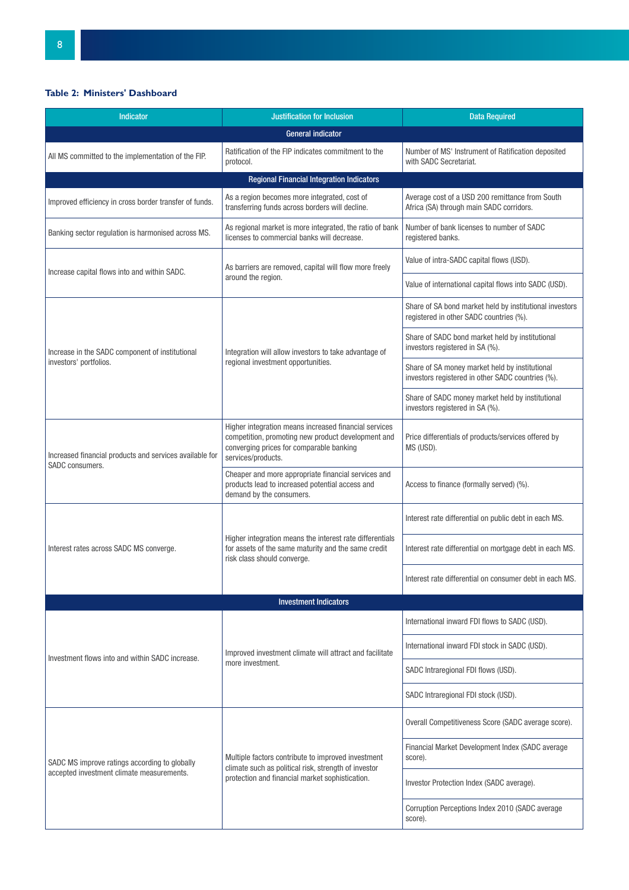**Table 2: Ministers' Dashboard**

| Indicator | Justification for Inclusion | Data Required |
|---|---|---|
| **General indicator** | | |
| All MS committed to the implementation of the FIP. | Ratification of the FIP indicates commitment to the protocol. | Number of MS' Instrument of Ratification deposited with SADC Secretariat. |
| **Regional Financial Integration Indicators** | | |
| Improved efficiency in cross border transfer of funds. | As a region becomes more integrated, cost of transferring funds across borders will decline. | Average cost of a USD 200 remittance from South Africa (SA) through main SADC corridors. |
| Banking sector regulation is harmonised across MS. | As regional market is more integrated, the ratio of bank licenses to commercial banks will decrease. | Number of bank licenses to number of SADC registered banks. |
| Increase capital flows into and within SADC. | As barriers are removed, capital will flow more freely around the region. | Value of intra-SADC capital flows (USD). |
| | | Value of international capital flows into SADC (USD). |
| Increase in the SADC component of institutional investors' portfolios. | Integration will allow investors to take advantage of regional investment opportunities. | Share of SA bond market held by institutional investors registered in other SADC countries (%). |
| | | Share of SADC bond market held by institutional investors registered in SA (%). |
| | | Share of SA money market held by institutional investors registered in other SADC countries (%). |
| | | Share of SADC money market held by institutional investors registered in SA (%). |
| Increased financial products and services available for SADC consumers. | Higher integration means increased financial services competition, promoting new product development and converging prices for comparable banking services/products. | Price differentials of products/services offered by MS (USD). |
| | Cheaper and more appropriate financial services and products lead to increased potential access and demand by the consumers. | Access to finance (formally served) (%). |
| Interest rates across SADC MS converge. | Higher integration means the interest rate differentials for assets of the same maturity and the same credit risk class should converge. | Interest rate differential on public debt in each MS. |
| | | Interest rate differential on mortgage debt in each MS. |
| | | Interest rate differential on consumer debt in each MS. |
| **Investment Indicators** | | |
| Investment flows into and within SADC increase. | Improved investment climate will attract and facilitate more investment. | International inward FDI flows to SADC (USD). |
| | | International inward FDI stock in SADC (USD). |
| | | SADC Intraregional FDI flows (USD). |
| | | SADC Intraregional FDI stock (USD). |
| SADC MS improve ratings according to globally accepted investment climate measurements. | Multiple factors contribute to improved investment climate such as political risk, strength of investor protection and financial market sophistication. | Overall Competitiveness Score (SADC average score). |
| | | Financial Market Development Index (SADC average score). |
| | | Investor Protection Index (SADC average). |
| | | Corruption Perceptions Index 2010 (SADC average score). |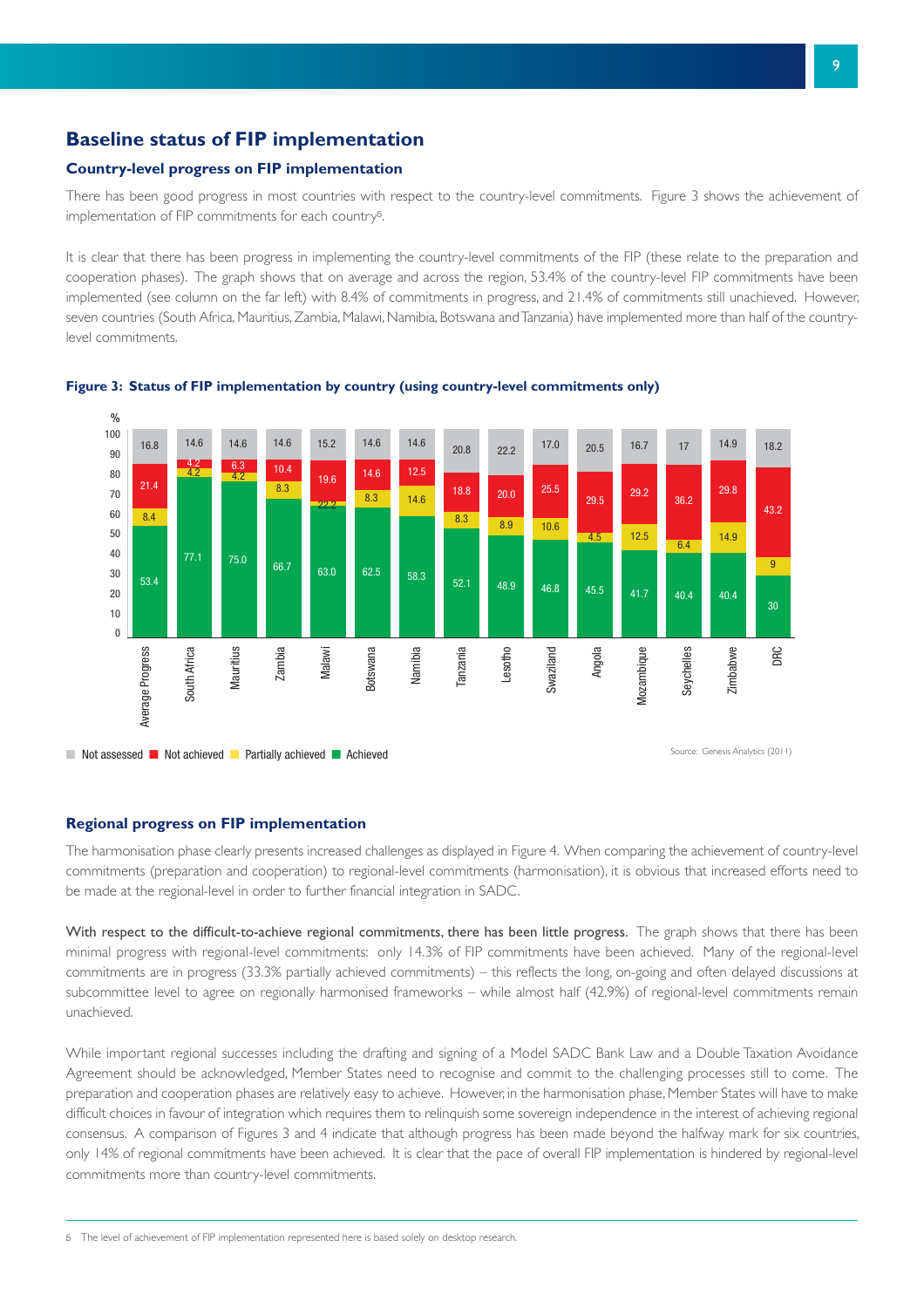## Baseline status of FIP implementation

### Country-level progress on FIP implementation

There has been good progress in most countries with respect to the country-level commitments. Figure 3 shows the achievement of implementation of FIP commitments for each country[5].

It is clear that there has been progress in implementing the country-level commitments of the FIP (these relate to the preparation and cooperation phases). The graph shows that on average and across the region, 53.4% of the country-level FIP commitments have been implemented (see column on the far left) with 8.4% of commitments in progress, and 21.4% of commitments still unachieved. However, seven countries (South Africa, Mauritius, Zambia, Malawi, Namibia, Botswana and Tanzania) have implemented more than half of the country-level commitments.

**Figure 3: Status of FIP implementation by country (using country-level commitments only)**

| % | Achieved | Partially achieved | Not achieved | Not assessed |
|---|---|---|---|---|
| Average Progress | 53.4 | 8.4 | 21.4 | 16.8 |
| South Africa | 77.1 | 4.2 | 4.2 | 14.6 |
| Mauritius | 75.0 | 4.2 | 6.3 | 14.6 |
| Zambia | 66.7 | 8.3 | 10.4 | 14.6 |
| Malawi | 63.0 | 2.2 | 19.6 | 15.2 |
| Botswana | 62.5 | 8.3 | 14.6 | 14.6 |
| Namibia | 58.3 | 14.6 | 12.5 | 14.6 |
| Tanzania | 52.1 | 8.3 | 18.8 | 20.8 |
| Lesotho | 48.9 | 8.9 | 20.0 | 22.2 |
| Swaziland | 46.8 | 10.6 | 25.5 | 17.0 |
| Angola | 45.5 | 4.5 | 29.5 | 20.5 |
| Mozambique | 41.7 | 12.5 | 29.2 | 16.7 |
| Seychelles | 40.4 | 6.4 | 36.2 | 17 |
| Zimbabwe | 40.4 | 14.9 | 29.8 | 14.9 |
| DRC | 30 | 9 | 43.2 | 18.2 |

Source: Genesis Analytics (2011)

### Regional progress on FIP implementation

The harmonisation phase clearly presents increased challenges as displayed in Figure 4. When comparing the achievement of country-level commitments (preparation and cooperation) to regional-level commitments (harmonisation), it is obvious that increased efforts need to be made at the regional-level in order to further financial integration in SADC.

With respect to the difficult-to-achieve regional commitments, there has been little progress. The graph shows that there has been minimal progress with regional-level commitments: only 14.3% of FIP commitments have been achieved. Many of the regional-level commitments are in progress (33.3% partially achieved commitments) – this reflects the long, on-going and often delayed discussions at subcommittee level to agree on regionally harmonised frameworks – while almost half (42.9%) of regional-level commitments remain unachieved.

While important regional successes including the drafting and signing of a Model SADC Bank Law and a Double Taxation Avoidance Agreement should be acknowledged, Member States need to recognise and commit to the challenging processes still to come. The preparation and cooperation phases are relatively easy to achieve. However, in the harmonisation phase, Member States will have to make difficult choices in favour of integration which requires them to relinquish some sovereign independence in the interest of achieving regional consensus. A comparison of Figures 3 and 4 indicate that although progress has been made beyond the halfway mark for six countries, only 14% of regional commitments have been achieved. It is clear that the pace of overall FIP implementation is hindered by regional-level commitments more than country-level commitments.

---

5 The level of achievement of FIP implementation represented here is based solely on desktop research.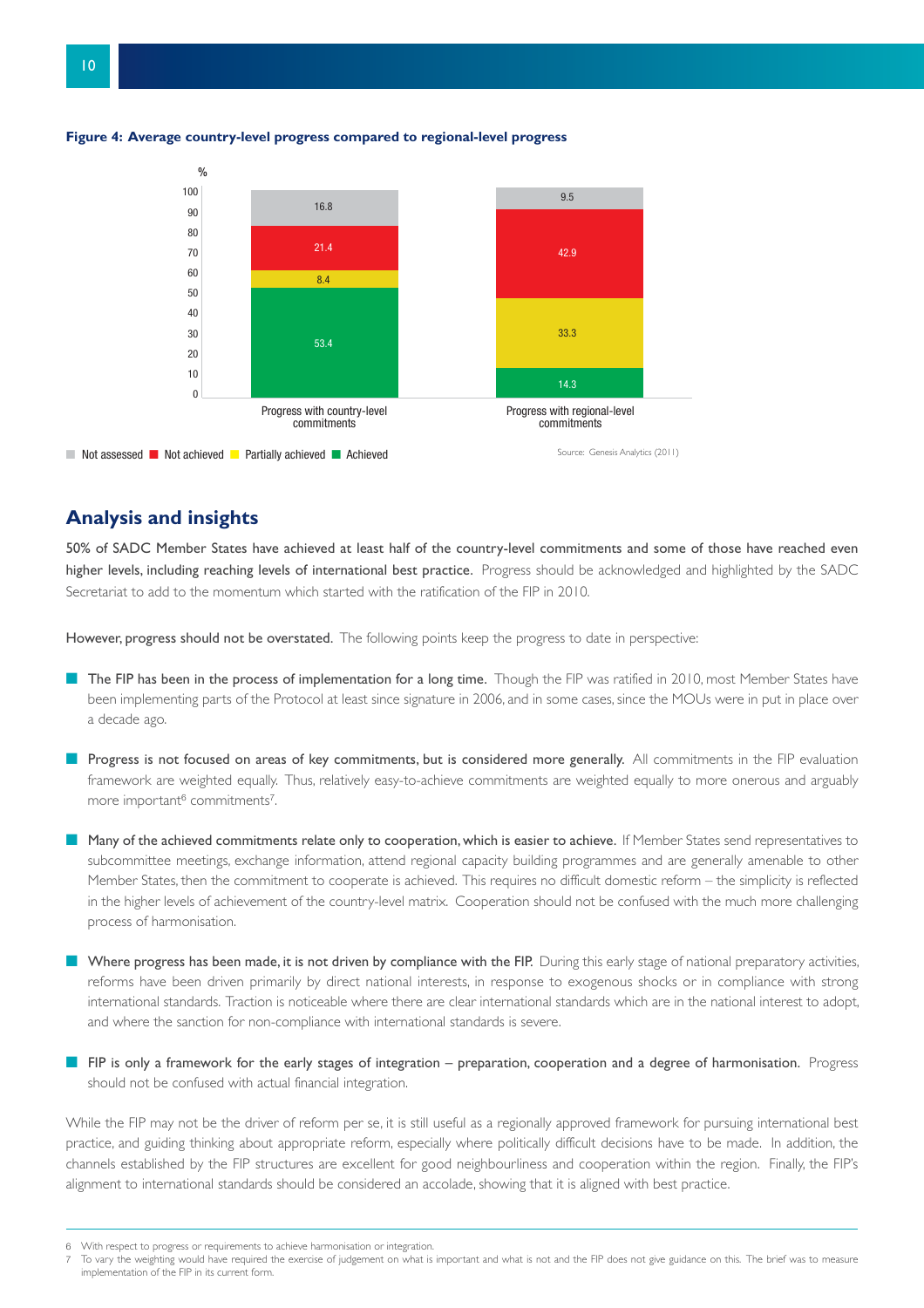**Figure 4: Average country-level progress compared to regional-level progress**

| % | Progress with country-level commitments | Progress with regional-level commitments |
|---|---|---|
| Not assessed | 16.8 | 9.5 |
| Not achieved | 21.4 | 42.9 |
| Partially achieved | 8.4 | 33.3 |
| Achieved | 53.4 | 14.3 |

Source: Genesis Analytics (2011)

## Analysis and insights

50% of SADC Member States have achieved at least half of the country-level commitments and some of those have reached even higher levels, including reaching levels of international best practice. Progress should be acknowledged and highlighted by the SADC Secretariat to add to the momentum which started with the ratification of the FIP in 2010.

However, progress should not be overstated. The following points keep the progress to date in perspective:

- **The FIP has been in the process of implementation for a long time.** Though the FIP was ratified in 2010, most Member States have been implementing parts of the Protocol at least since signature in 2006, and in some cases, since the MOUs were in put in place over a decade ago.
- **Progress is not focused on areas of key commitments, but is considered more generally.** All commitments in the FIP evaluation framework are weighted equally. Thus, relatively easy-to-achieve commitments are weighted equally to more onerous and arguably more important[6] commitments[7].
- **Many of the achieved commitments relate only to cooperation, which is easier to achieve.** If Member States send representatives to subcommittee meetings, exchange information, attend regional capacity building programmes and are generally amenable to other Member States, then the commitment to cooperate is achieved. This requires no difficult domestic reform – the simplicity is reflected in the higher levels of achievement of the country-level matrix. Cooperation should not be confused with the much more challenging process of harmonisation.
- **Where progress has been made, it is not driven by compliance with the FIP.** During this early stage of national preparatory activities, reforms have been driven primarily by direct national interests, in response to exogenous shocks or in compliance with strong international standards. Traction is noticeable where there are clear international standards which are in the national interest to adopt, and where the sanction for non-compliance with international standards is severe.
- **FIP is only a framework for the early stages of integration – preparation, cooperation and a degree of harmonisation.** Progress should not be confused with actual financial integration.

While the FIP may not be the driver of reform per se, it is still useful as a regionally approved framework for pursuing international best practice, and guiding thinking about appropriate reform, especially where politically difficult decisions have to be made. In addition, the channels established by the FIP structures are excellent for good neighbourliness and cooperation within the region. Finally, the FIP's alignment to international standards should be considered an accolade, showing that it is aligned with best practice.

---

6 With respect to progress or requirements to achieve harmonisation or integration.

7 To vary the weighting would have required the exercise of judgement on what is important and what is not and the FIP does not give guidance on this. The brief was to measure implementation of the FIP in its current form.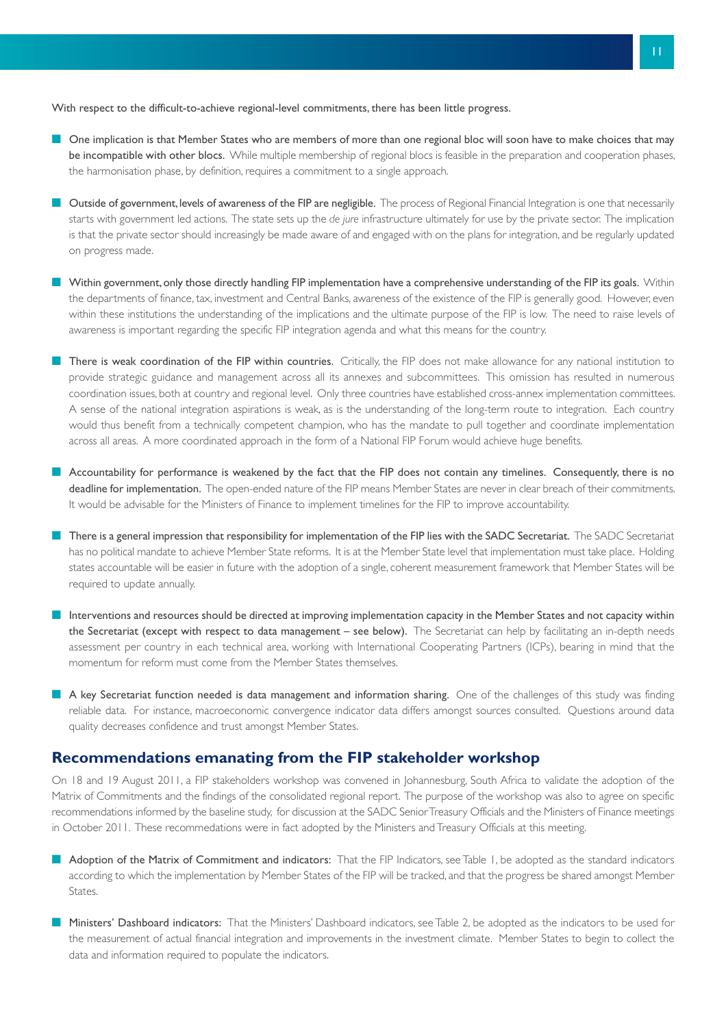With respect to the difficult-to-achieve regional-level commitments, there has been little progress.

- **One implication is that Member States who are members of more than one regional bloc will soon have to make choices that may be incompatible with other blocs.** While multiple membership of regional blocs is feasible in the preparation and cooperation phases, the harmonisation phase, by definition, requires a commitment to a single approach.

- **Outside of government, levels of awareness of the FIP are negligible.** The process of Regional Financial Integration is one that necessarily starts with government led actions. The state sets up the *de jure* infrastructure ultimately for use by the private sector. The implication is that the private sector should increasingly be made aware of and engaged with on the plans for integration, and be regularly updated on progress made.

- **Within government, only those directly handling FIP implementation have a comprehensive understanding of the FIP its goals.** Within the departments of finance, tax, investment and Central Banks, awareness of the existence of the FIP is generally good. However, even within these institutions the understanding of the implications and the ultimate purpose of the FIP is low. The need to raise levels of awareness is important regarding the specific FIP integration agenda and what this means for the country.

- **There is weak coordination of the FIP within countries.** Critically, the FIP does not make allowance for any national institution to provide strategic guidance and management across all its annexes and subcommittees. This omission has resulted in numerous coordination issues, both at country and regional level. Only three countries have established cross-annex implementation committees. A sense of the national integration aspirations is weak, as is the understanding of the long-term route to integration. Each country would thus benefit from a technically competent champion, who has the mandate to pull together and coordinate implementation across all areas. A more coordinated approach in the form of a National FIP Forum would achieve huge benefits.

- **Accountability for performance is weakened by the fact that the FIP does not contain any timelines. Consequently, there is no deadline for implementation.** The open-ended nature of the FIP means Member States are never in clear breach of their commitments. It would be advisable for the Ministers of Finance to implement timelines for the FIP to improve accountability.

- **There is a general impression that responsibility for implementation of the FIP lies with the SADC Secretariat.** The SADC Secretariat has no political mandate to achieve Member State reforms. It is at the Member State level that implementation must take place. Holding states accountable will be easier in future with the adoption of a single, coherent measurement framework that Member States will be required to update annually.

- **Interventions and resources should be directed at improving implementation capacity in the Member States and not capacity within the Secretariat (except with respect to data management – see below).** The Secretariat can help by facilitating an in-depth needs assessment per country in each technical area, working with International Cooperating Partners (ICPs), bearing in mind that the momentum for reform must come from the Member States themselves.

- **A key Secretariat function needed is data management and information sharing.** One of the challenges of this study was finding reliable data. For instance, macroeconomic convergence indicator data differs amongst sources consulted. Questions around data quality decreases confidence and trust amongst Member States.

## Recommendations emanating from the FIP stakeholder workshop

On 18 and 19 August 2011, a FIP stakeholders workshop was convened in Johannesburg, South Africa to validate the adoption of the Matrix of Commitments and the findings of the consolidated regional report. The purpose of the workshop was also to agree on specific recommendations informed by the baseline study, for discussion at the SADC Senior Treasury Officials and the Ministers of Finance meetings in October 2011. These recommendations were in fact adopted by the Ministers and Treasury Officials at this meeting.

- **Adoption of the Matrix of Commitment and indicators:** That the FIP Indicators, see Table 1, be adopted as the standard indicators according to which the implementation by Member States of the FIP will be tracked, and that the progress be shared amongst Member States.

- **Ministers' Dashboard indicators:** That the Ministers' Dashboard indicators, see Table 2, be adopted as the indicators to be used for the measurement of actual financial integration and improvements in the investment climate. Member States to begin to collect the data and information required to populate the indicators.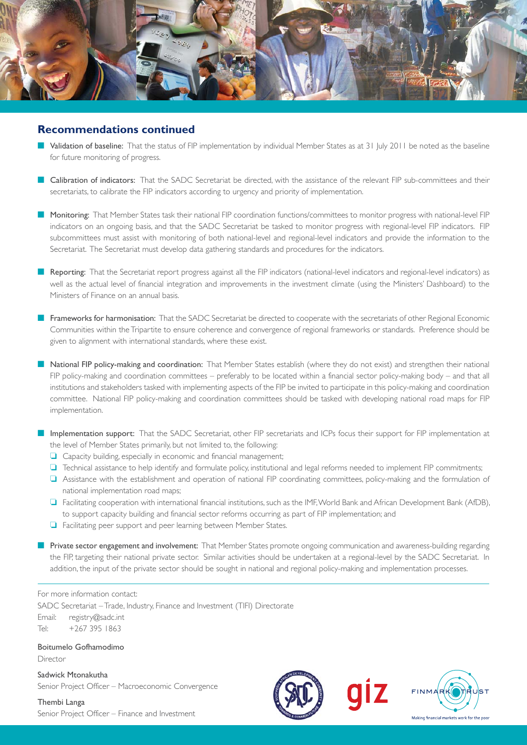## Recommendations continued

- **Validation of baseline:** That the status of FIP implementation by individual Member States as at 31 July 2011 be noted as the baseline for future monitoring of progress.
- **Calibration of indicators:** That the SADC Secretariat be directed, with the assistance of the relevant FIP sub-committees and their secretariats, to calibrate the FIP indicators according to urgency and priority of implementation.
- **Monitoring:** That Member States task their national FIP coordination functions/committees to monitor progress with national-level FIP indicators on an ongoing basis, and that the SADC Secretariat be tasked to monitor progress with regional-level FIP indicators. FIP subcommittees must assist with monitoring of both national-level and regional-level indicators and provide the information to the Secretariat. The Secretariat must develop data gathering standards and procedures for the indicators.
- **Reporting:** That the Secretariat report progress against all the FIP indicators (national-level indicators and regional-level indicators) as well as the actual level of financial integration and improvements in the investment climate (using the Ministers' Dashboard) to the Ministers of Finance on an annual basis.
- **Frameworks for harmonisation:** That the SADC Secretariat be directed to cooperate with the secretariats of other Regional Economic Communities within the Tripartite to ensure coherence and convergence of regional frameworks or standards. Preference should be given to alignment with international standards, where these exist.
- **National FIP policy-making and coordination:** That Member States establish (where they do not exist) and strengthen their national FIP policy-making and coordination committees – preferably to be located within a financial sector policy-making body – and that all institutions and stakeholders tasked with implementing aspects of the FIP be invited to participate in this policy-making and coordination committee. National FIP policy-making and coordination committees should be tasked with developing national road maps for FIP implementation.
- **Implementation support:** That the SADC Secretariat, other FIP secretariats and ICPs focus their support for FIP implementation at the level of Member States primarily, but not limited to, the following:
  - Capacity building, especially in economic and financial management;
  - Technical assistance to help identify and formulate policy, institutional and legal reforms needed to implement FIP commitments;
  - Assistance with the establishment and operation of national FIP coordinating committees, policy-making and the formulation of national implementation road maps;
  - Facilitating cooperation with international financial institutions, such as the IMF, World Bank and African Development Bank (AfDB), to support capacity building and financial sector reforms occurring as part of FIP implementation; and
  - Facilitating peer support and peer learning between Member States.
- **Private sector engagement and involvement:** That Member States promote ongoing communication and awareness-building regarding the FIP, targeting their national private sector. Similar activities should be undertaken at a regional-level by the SADC Secretariat. In addition, the input of the private sector should be sought in national and regional policy-making and implementation processes.

---

For more information contact:

SADC Secretariat – Trade, Industry, Finance and Investment (TIFI) Directorate

Email: registry@sadc.int

Tel: +267 395 1863

Boitumelo Gofhamodimo
Director

Sadwick Mtonakutha
Senior Project Officer – Macroeconomic Convergence

Thembi Langa
Senior Project Officer – Finance and Investment

FINMARK TRUST
Making financial markets work for the poor